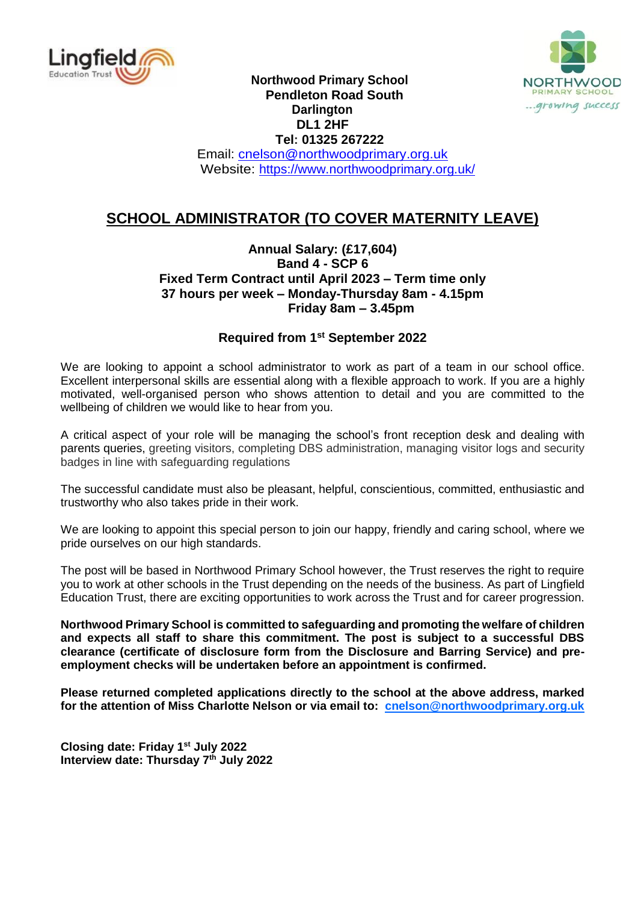**Northwood Primary School**
**Pendleton Road South**
**Darlington**
**DL1 2HF**
**Tel: 01325 267222**
Email: cnelson@northwoodprimary.org.uk
Website: https://www.northwoodprimary.org.uk/

# SCHOOL ADMINISTRATOR (TO COVER MATERNITY LEAVE)

**Annual Salary: (£17,604)**
**Band 4 - SCP 6**
**Fixed Term Contract until April 2023 – Term time only**
**37 hours per week – Monday-Thursday 8am - 4.15pm**
**Friday 8am – 3.45pm**

**Required from 1st September 2022**

We are looking to appoint a school administrator to work as part of a team in our school office. Excellent interpersonal skills are essential along with a flexible approach to work. If you are a highly motivated, well-organised person who shows attention to detail and you are committed to the wellbeing of children we would like to hear from you.

A critical aspect of your role will be managing the school's front reception desk and dealing with parents queries, greeting visitors, completing DBS administration, managing visitor logs and security badges in line with safeguarding regulations

The successful candidate must also be pleasant, helpful, conscientious, committed, enthusiastic and trustworthy who also takes pride in their work.

We are looking to appoint this special person to join our happy, friendly and caring school, where we pride ourselves on our high standards.

The post will be based in Northwood Primary School however, the Trust reserves the right to require you to work at other schools in the Trust depending on the needs of the business. As part of Lingfield Education Trust, there are exciting opportunities to work across the Trust and for career progression.

**Northwood Primary School is committed to safeguarding and promoting the welfare of children and expects all staff to share this commitment. The post is subject to a successful DBS clearance (certificate of disclosure form from the Disclosure and Barring Service) and pre-employment checks will be undertaken before an appointment is confirmed.**

**Please returned completed applications directly to the school at the above address, marked for the attention of Miss Charlotte Nelson or via email to: cnelson@northwoodprimary.org.uk**

**Closing date: Friday 1st July 2022**
**Interview date: Thursday 7th July 2022**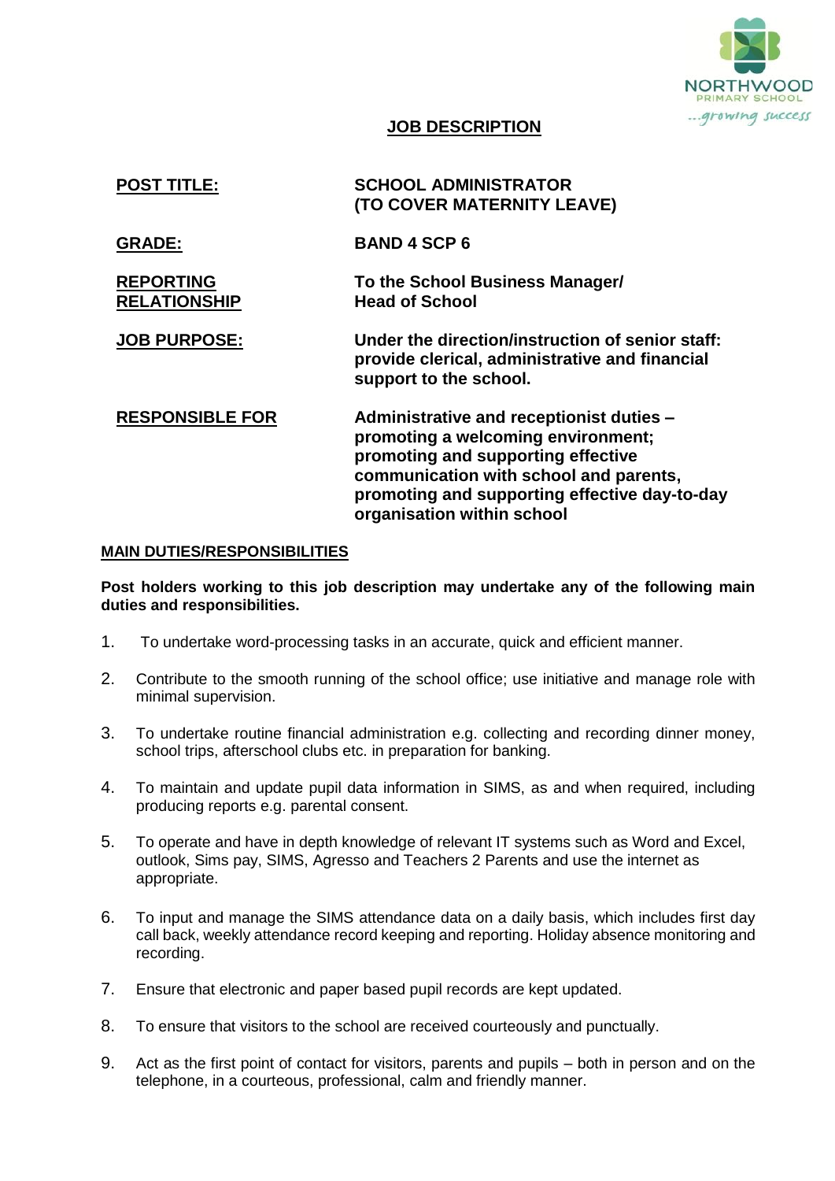# JOB DESCRIPTION

| | |
|---|---|
| **POST TITLE:** | **SCHOOL ADMINISTRATOR (TO COVER MATERNITY LEAVE)** |
| **GRADE:** | **BAND 4 SCP 6** |
| **REPORTING RELATIONSHIP** | **To the School Business Manager/ Head of School** |
| **JOB PURPOSE:** | **Under the direction/instruction of senior staff: provide clerical, administrative and financial support to the school.** |
| **RESPONSIBLE FOR** | **Administrative and receptionist duties – promoting a welcoming environment; promoting and supporting effective communication with school and parents, promoting and supporting effective day-to-day organisation within school** |

## MAIN DUTIES/RESPONSIBILITIES

**Post holders working to this job description may undertake any of the following main duties and responsibilities.**

1. To undertake word-processing tasks in an accurate, quick and efficient manner.
2. Contribute to the smooth running of the school office; use initiative and manage role with minimal supervision.
3. To undertake routine financial administration e.g. collecting and recording dinner money, school trips, afterschool clubs etc. in preparation for banking.
4. To maintain and update pupil data information in SIMS, as and when required, including producing reports e.g. parental consent.
5. To operate and have in depth knowledge of relevant IT systems such as Word and Excel, outlook, Sims pay, SIMS, Agresso and Teachers 2 Parents and use the internet as appropriate.
6. To input and manage the SIMS attendance data on a daily basis, which includes first day call back, weekly attendance record keeping and reporting. Holiday absence monitoring and recording.
7. Ensure that electronic and paper based pupil records are kept updated.
8. To ensure that visitors to the school are received courteously and punctually.
9. Act as the first point of contact for visitors, parents and pupils – both in person and on the telephone, in a courteous, professional, calm and friendly manner.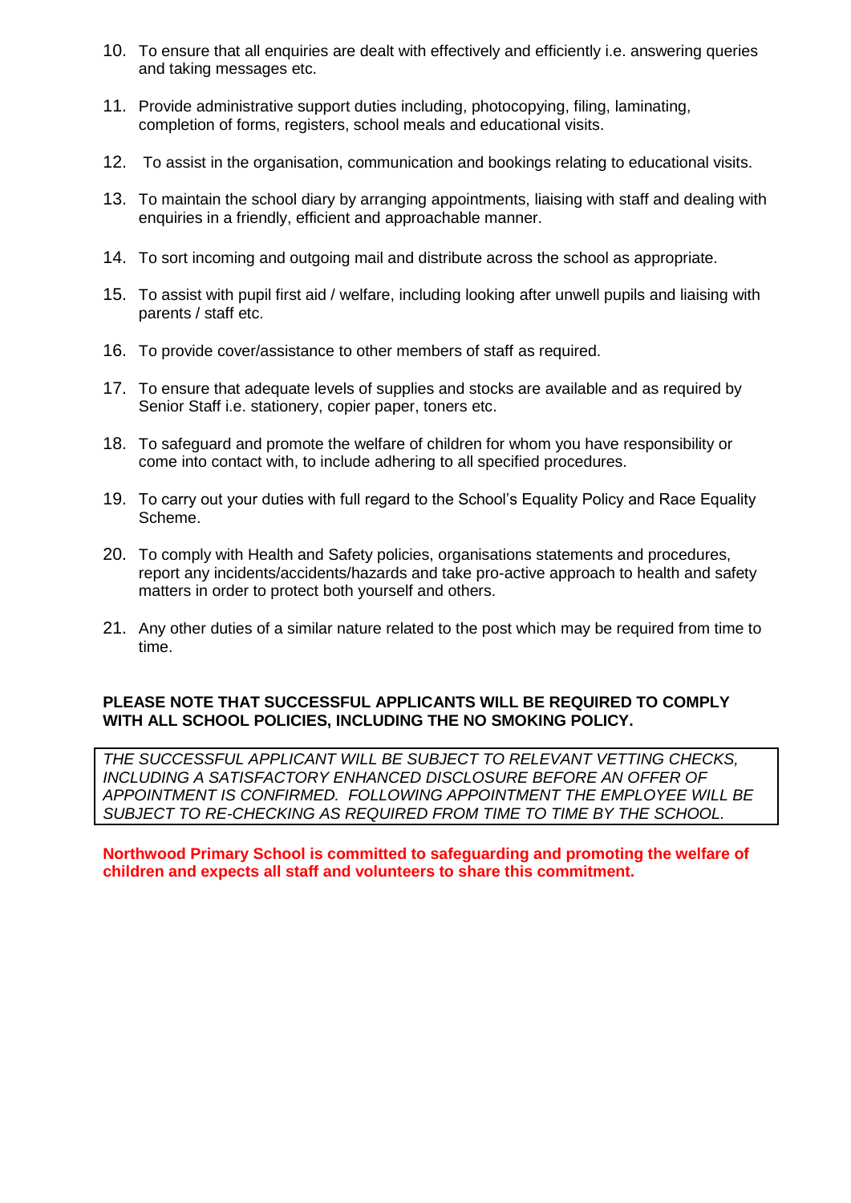10. To ensure that all enquiries are dealt with effectively and efficiently i.e. answering queries and taking messages etc.

11. Provide administrative support duties including, photocopying, filing, laminating, completion of forms, registers, school meals and educational visits.

12. To assist in the organisation, communication and bookings relating to educational visits.

13. To maintain the school diary by arranging appointments, liaising with staff and dealing with enquiries in a friendly, efficient and approachable manner.

14. To sort incoming and outgoing mail and distribute across the school as appropriate.

15. To assist with pupil first aid / welfare, including looking after unwell pupils and liaising with parents / staff etc.

16. To provide cover/assistance to other members of staff as required.

17. To ensure that adequate levels of supplies and stocks are available and as required by Senior Staff i.e. stationery, copier paper, toners etc.

18. To safeguard and promote the welfare of children for whom you have responsibility or come into contact with, to include adhering to all specified procedures.

19. To carry out your duties with full regard to the School's Equality Policy and Race Equality Scheme.

20. To comply with Health and Safety policies, organisations statements and procedures, report any incidents/accidents/hazards and take pro-active approach to health and safety matters in order to protect both yourself and others.

21. Any other duties of a similar nature related to the post which may be required from time to time.

**PLEASE NOTE THAT SUCCESSFUL APPLICANTS WILL BE REQUIRED TO COMPLY WITH ALL SCHOOL POLICIES, INCLUDING THE NO SMOKING POLICY.**

*THE SUCCESSFUL APPLICANT WILL BE SUBJECT TO RELEVANT VETTING CHECKS, INCLUDING A SATISFACTORY ENHANCED DISCLOSURE BEFORE AN OFFER OF APPOINTMENT IS CONFIRMED. FOLLOWING APPOINTMENT THE EMPLOYEE WILL BE SUBJECT TO RE-CHECKING AS REQUIRED FROM TIME TO TIME BY THE SCHOOL.*

**Northwood Primary School is committed to safeguarding and promoting the welfare of children and expects all staff and volunteers to share this commitment.**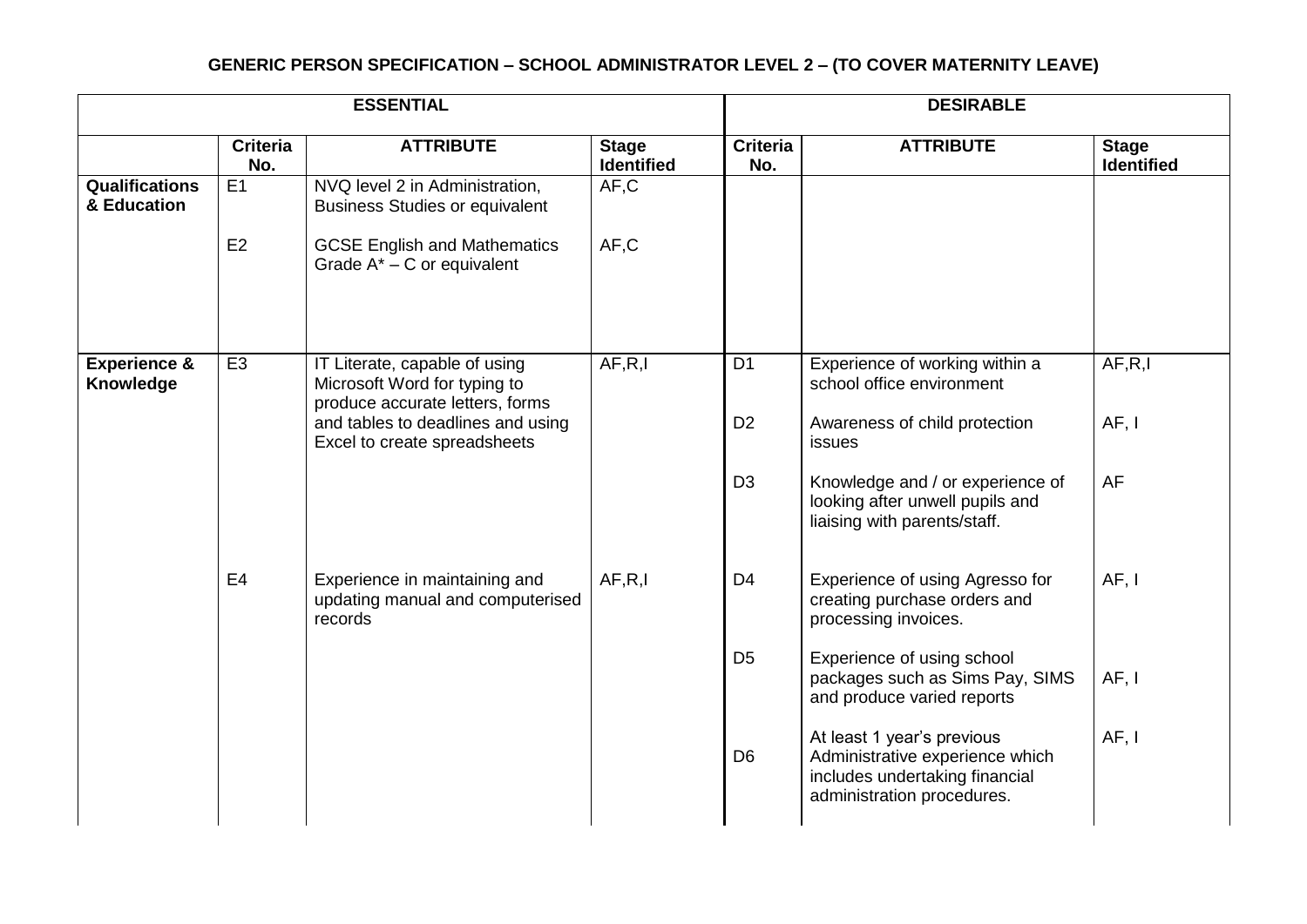**GENERIC PERSON SPECIFICATION – SCHOOL ADMINISTRATOR LEVEL 2 – (TO COVER MATERNITY LEAVE)**

| | ESSENTIAL | | | DESIRABLE | | |
|---|---|---|---|---|---|---|
| | **Criteria No.** | **ATTRIBUTE** | **Stage Identified** | **Criteria No.** | **ATTRIBUTE** | **Stage Identified** |
| **Qualifications & Education** | E1 | NVQ level 2 in Administration, Business Studies or equivalent | AF,C | | | |
| | E2 | GCSE English and Mathematics Grade A* – C or equivalent | AF,C | | | |
| **Experience & Knowledge** | E3 | IT Literate, capable of using Microsoft Word for typing to produce accurate letters, forms and tables to deadlines and using Excel to create spreadsheets | AF,R,I | D1 | Experience of working within a school office environment | AF,R,I |
| | | | | D2 | Awareness of child protection issues | AF, I |
| | | | | D3 | Knowledge and / or experience of looking after unwell pupils and liaising with parents/staff. | AF |
| | E4 | Experience in maintaining and updating manual and computerised records | AF,R,I | D4 | Experience of using Agresso for creating purchase orders and processing invoices. | AF, I |
| | | | | D5 | Experience of using school packages such as Sims Pay, SIMS and produce varied reports | AF, I |
| | | | | D6 | At least 1 year's previous Administrative experience which includes undertaking financial administration procedures. | AF, I |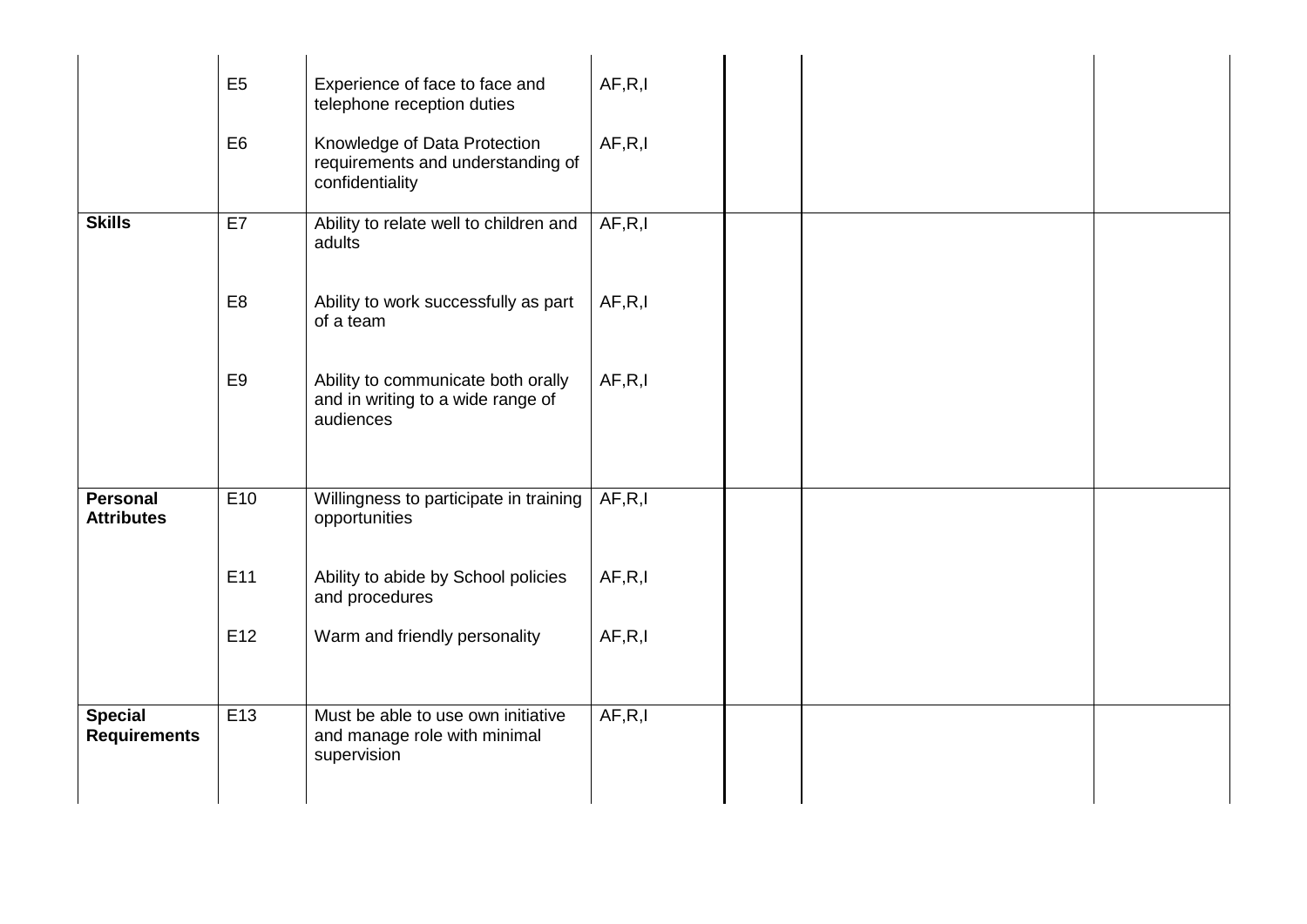| | | | | | | |
|---|---|---|---|---|---|---|
| | E5 | Experience of face to face and telephone reception duties | AF,R,I | | | |
| | E6 | Knowledge of Data Protection requirements and understanding of confidentiality | AF,R,I | | | |
| **Skills** | E7 | Ability to relate well to children and adults | AF,R,I | | | |
| | E8 | Ability to work successfully as part of a team | AF,R,I | | | |
| | E9 | Ability to communicate both orally and in writing to a wide range of audiences | AF,R,I | | | |
| **Personal Attributes** | E10 | Willingness to participate in training opportunities | AF,R,I | | | |
| | E11 | Ability to abide by School policies and procedures | AF,R,I | | | |
| | E12 | Warm and friendly personality | AF,R,I | | | |
| **Special Requirements** | E13 | Must be able to use own initiative and manage role with minimal supervision | AF,R,I | | | |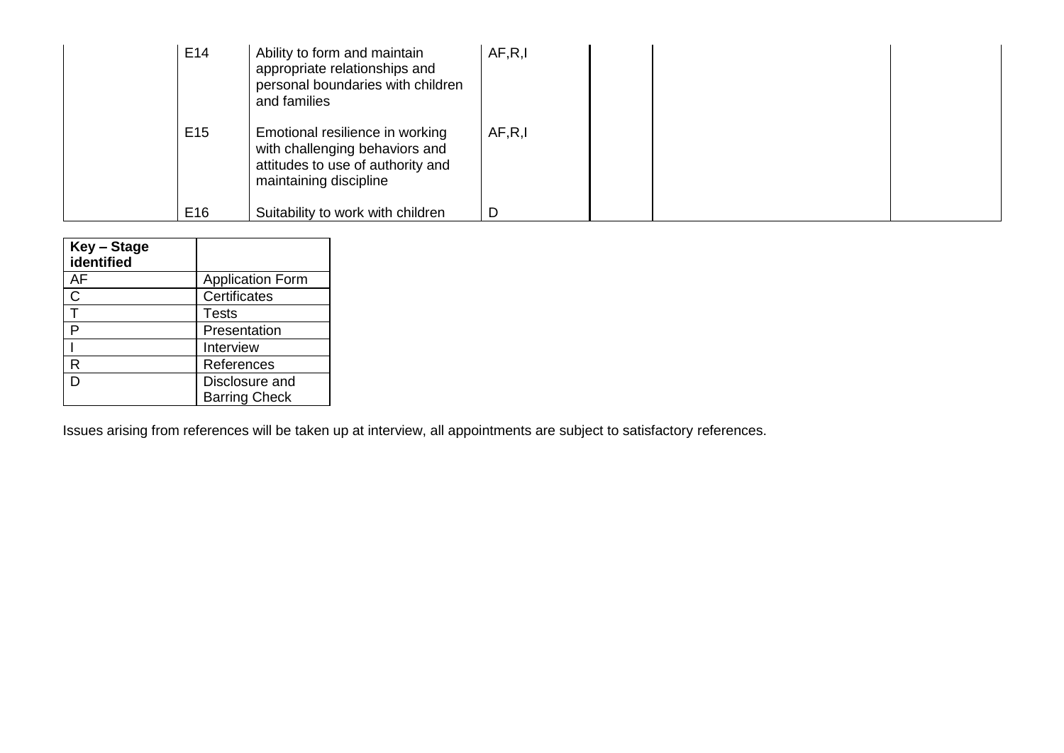| | | | | | | |
|---|---|---|---|---|---|---|
| | E14 | Ability to form and maintain appropriate relationships and personal boundaries with children and families | AF,R,I | | | |
| | E15 | Emotional resilience in working with challenging behaviors and attitudes to use of authority and maintaining discipline | AF,R,I | | | |
| | E16 | Suitability to work with children | D | | | |

| **Key – Stage identified** | |
|---|---|
| AF | Application Form |
| C | Certificates |
| T | Tests |
| P | Presentation |
| I | Interview |
| R | References |
| D | Disclosure and Barring Check |

Issues arising from references will be taken up at interview, all appointments are subject to satisfactory references.